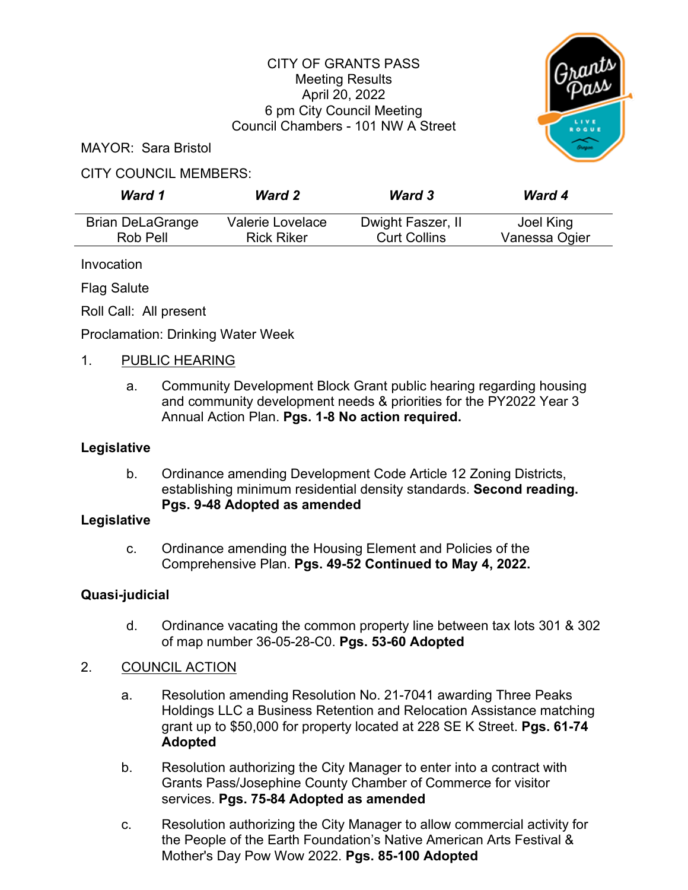CITY OF GRANTS PASS
Meeting Results
April 20, 2022
6 pm City Council Meeting
Council Chambers - 101 NW A Street

MAYOR: Sara Bristol

CITY COUNCIL MEMBERS:

| ***Ward 1*** | ***Ward 2*** | ***Ward 3*** | ***Ward 4*** |
|---|---|---|---|
| Brian DeLaGrange | Valerie Lovelace | Dwight Faszer, II | Joel King |
| Rob Pell | Rick Riker | Curt Collins | Vanessa Ogier |

Invocation

Flag Salute

Roll Call: All present

Proclamation: Drinking Water Week

1. PUBLIC HEARING

   a. Community Development Block Grant public hearing regarding housing and community development needs & priorities for the PY2022 Year 3 Annual Action Plan. **Pgs. 1-8 No action required.**

**Legislative**

   b. Ordinance amending Development Code Article 12 Zoning Districts, establishing minimum residential density standards. **Second reading. Pgs. 9-48 Adopted as amended**

**Legislative**

   c. Ordinance amending the Housing Element and Policies of the Comprehensive Plan. **Pgs. 49-52 Continued to May 4, 2022.**

**Quasi-judicial**

   d. Ordinance vacating the common property line between tax lots 301 & 302 of map number 36-05-28-C0. **Pgs. 53-60 Adopted**

2. COUNCIL ACTION

   a. Resolution amending Resolution No. 21-7041 awarding Three Peaks Holdings LLC a Business Retention and Relocation Assistance matching grant up to $50,000 for property located at 228 SE K Street. **Pgs. 61-74 Adopted**

   b. Resolution authorizing the City Manager to enter into a contract with Grants Pass/Josephine County Chamber of Commerce for visitor services. **Pgs. 75-84 Adopted as amended**

   c. Resolution authorizing the City Manager to allow commercial activity for the People of the Earth Foundation's Native American Arts Festival & Mother's Day Pow Wow 2022. **Pgs. 85-100 Adopted**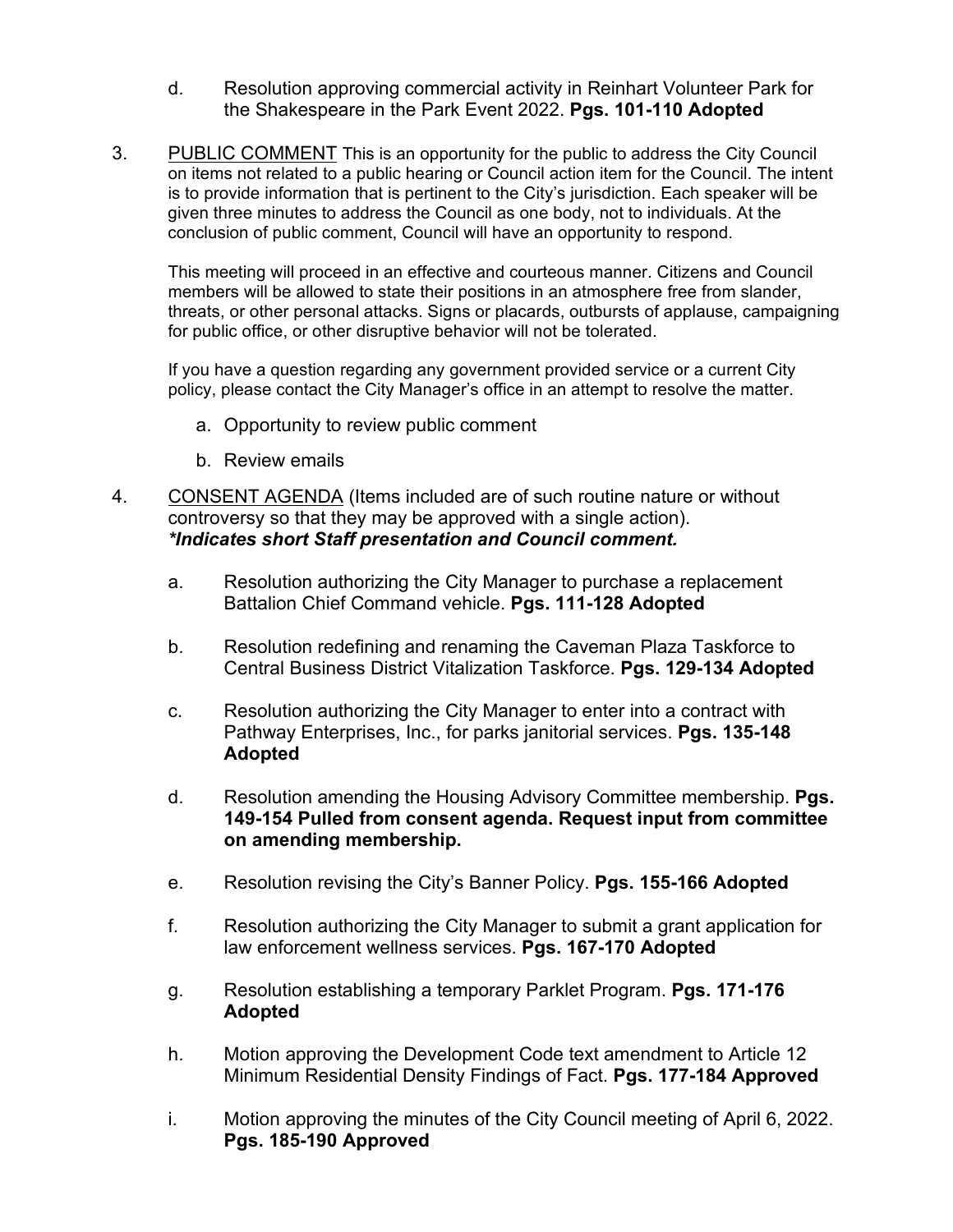d. Resolution approving commercial activity in Reinhart Volunteer Park for the Shakespeare in the Park Event 2022. **Pgs. 101-110 Adopted**

3. <u>PUBLIC COMMENT</u> This is an opportunity for the public to address the City Council on items not related to a public hearing or Council action item for the Council. The intent is to provide information that is pertinent to the City's jurisdiction. Each speaker will be given three minutes to address the Council as one body, not to individuals. At the conclusion of public comment, Council will have an opportunity to respond.

   This meeting will proceed in an effective and courteous manner. Citizens and Council members will be allowed to state their positions in an atmosphere free from slander, threats, or other personal attacks. Signs or placards, outbursts of applause, campaigning for public office, or other disruptive behavior will not be tolerated.

   If you have a question regarding any government provided service or a current City policy, please contact the City Manager's office in an attempt to resolve the matter.

   a. Opportunity to review public comment

   b. Review emails

4. <u>CONSENT AGENDA</u> (Items included are of such routine nature or without controversy so that they may be approved with a single action).
   ***\*Indicates short Staff presentation and Council comment.***

   a. Resolution authorizing the City Manager to purchase a replacement Battalion Chief Command vehicle. **Pgs. 111-128 Adopted**

   b. Resolution redefining and renaming the Caveman Plaza Taskforce to Central Business District Vitalization Taskforce. **Pgs. 129-134 Adopted**

   c. Resolution authorizing the City Manager to enter into a contract with Pathway Enterprises, Inc., for parks janitorial services. **Pgs. 135-148 Adopted**

   d. Resolution amending the Housing Advisory Committee membership. **Pgs. 149-154 Pulled from consent agenda. Request input from committee on amending membership.**

   e. Resolution revising the City's Banner Policy. **Pgs. 155-166 Adopted**

   f. Resolution authorizing the City Manager to submit a grant application for law enforcement wellness services. **Pgs. 167-170 Adopted**

   g. Resolution establishing a temporary Parklet Program. **Pgs. 171-176 Adopted**

   h. Motion approving the Development Code text amendment to Article 12 Minimum Residential Density Findings of Fact. **Pgs. 177-184 Approved**

   i. Motion approving the minutes of the City Council meeting of April 6, 2022. **Pgs. 185-190 Approved**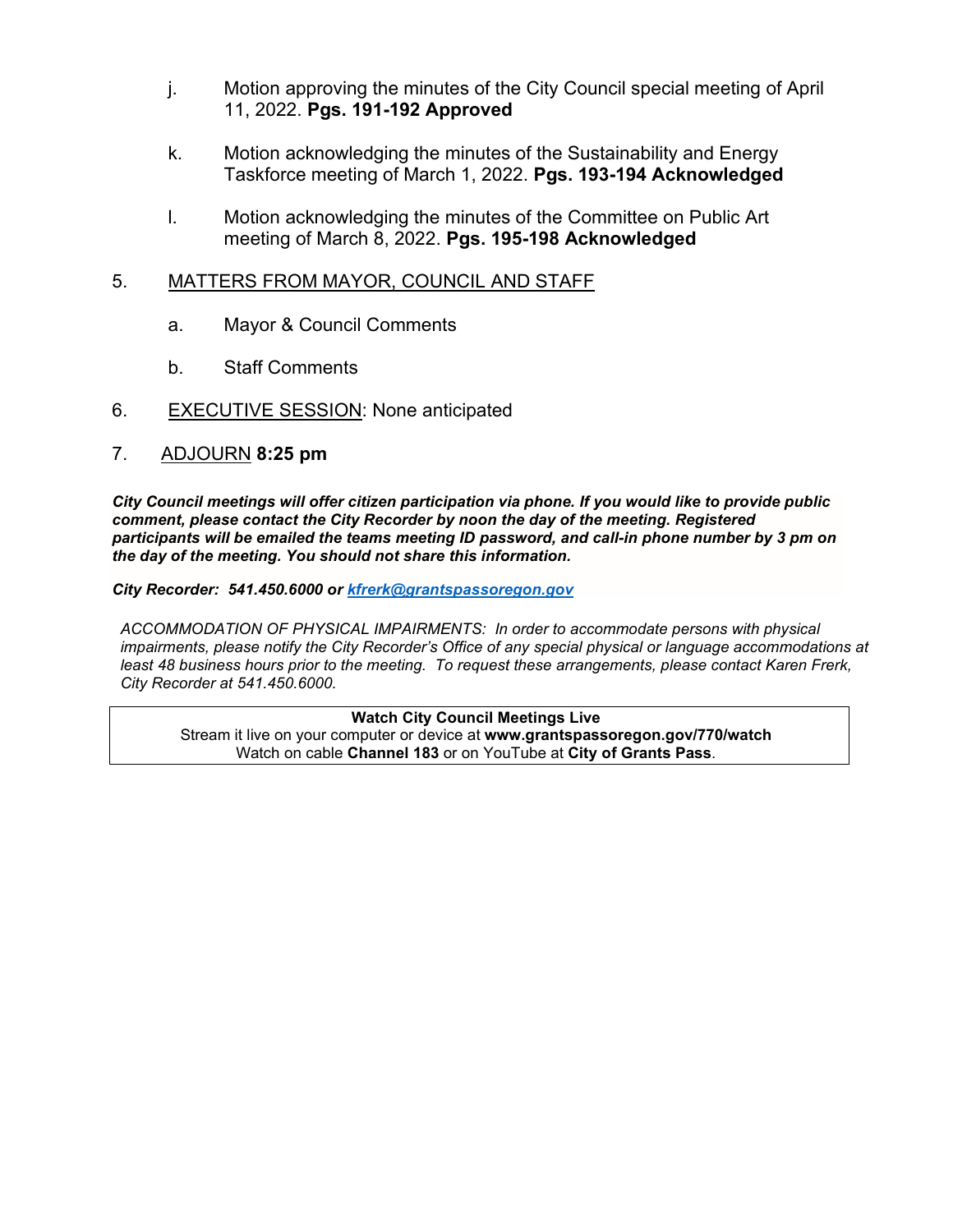j. Motion approving the minutes of the City Council special meeting of April 11, 2022. **Pgs. 191-192 Approved**

k. Motion acknowledging the minutes of the Sustainability and Energy Taskforce meeting of March 1, 2022. **Pgs. 193-194 Acknowledged**

l. Motion acknowledging the minutes of the Committee on Public Art meeting of March 8, 2022. **Pgs. 195-198 Acknowledged**

5. <u>MATTERS FROM MAYOR, COUNCIL AND STAFF</u>

   a. Mayor & Council Comments

   b. Staff Comments

6. <u>EXECUTIVE SESSION</u>: None anticipated

7. <u>ADJOURN</u> **8:25 pm**

***City Council meetings will offer citizen participation via phone. If you would like to provide public comment, please contact the City Recorder by noon the day of the meeting. Registered participants will be emailed the teams meeting ID password, and call-in phone number by 3 pm on the day of the meeting. You should not share this information.***

***City Recorder: 541.450.6000 or [kfrerk@grantspassoregon.gov](mailto:kfrerk@grantspassoregon.gov)***

*ACCOMMODATION OF PHYSICAL IMPAIRMENTS: In order to accommodate persons with physical impairments, please notify the City Recorder's Office of any special physical or language accommodations at least 48 business hours prior to the meeting. To request these arrangements, please contact Karen Frerk, City Recorder at 541.450.6000.*

**Watch City Council Meetings Live**
Stream it live on your computer or device at **www.grantspassoregon.gov/770/watch**
Watch on cable **Channel 183** or on YouTube at **City of Grants Pass**.